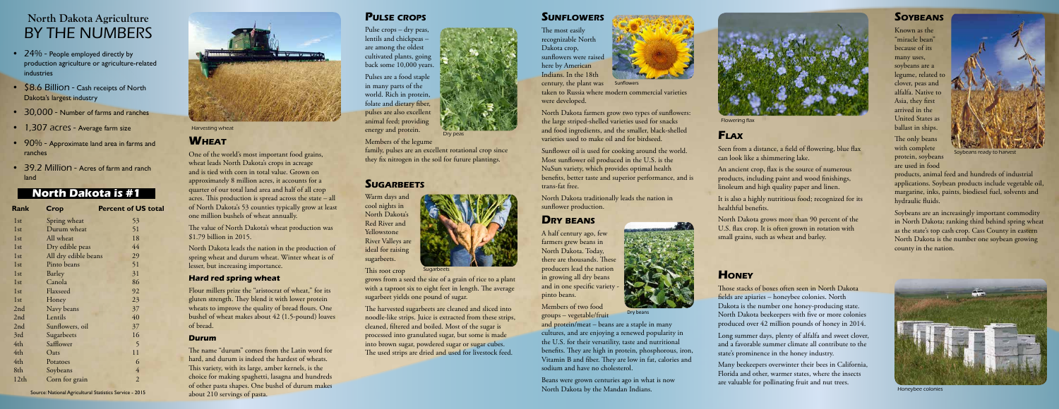# North Dakota Agriculture BY THE NUMBERS

- 24% - People employed directly by production agriculture or agriculture-related industries
- $8.6 Billion - Cash receipts of North Dakota's largest industry
- 30,000 - Number of farms and ranches
- 1,307 acres - Average farm size
- 90% - Approximate land area in farms and ranches
- 39.2 Million - Acres of farm and ranch land

## North Dakota is #1

| Rank | Crop | Percent of US total |
|---|---|---|
| 1st | Spring wheat | 53 |
| 1st | Durum wheat | 51 |
| 1st | All wheat | 18 |
| 1st | Dry edible peas | 44 |
| 1st | All dry edible beans | 29 |
| 1st | Pinto beans | 51 |
| 1st | Barley | 31 |
| 1st | Canola | 86 |
| 1st | Flaxseed | 92 |
| 1st | Honey | 23 |
| 2nd | Navy beans | 37 |
| 2nd | Lentils | 40 |
| 2nd | Sunflowers, oil | 37 |
| 3rd | Sugarbeets | 16 |
| 4th | Safflower | 5 |
| 4th | Oats | 11 |
| 4th | Potatoes | 6 |
| 8th | Soybeans | 4 |
| 12th | Corn for grain | 2 |

Source: National Agricultural Statistics Service - 2015

Harvesting wheat

## Wheat

One of the world's most important food grains, wheat leads North Dakota's crops in acreage and is tied with corn in total value. Grown on approximately 8 million acres, it accounts for a quarter of our total land area and half of all crop acres. This production is spread across the state – all of North Dakota's 53 counties typically grow at least one million bushels of wheat annually.

The value of North Dakota's wheat production was $1.79 billion in 2015.

North Dakota leads the nation in the production of spring wheat and durum wheat. Winter wheat is of lesser, but increasing importance.

### Hard red spring wheat

Flour millers prize the "aristocrat of wheat," for its gluten strength. They blend it with lower protein wheats to improve the quality of bread flours. One bushel of wheat makes about 42 (1.5-pound) loaves of bread.

### Durum

The name "durum" comes from the Latin word for hard, and durum is indeed the hardest of wheats. This variety, with its large, amber kernels, is the choice for making spaghetti, lasagna and hundreds of other pasta shapes. One bushel of durum makes about 210 servings of pasta.

## Pulse crops

Pulse crops – dry peas, lentils and chickpeas – are among the oldest cultivated plants, going back some 10,000 years.

Pulses are a food staple in many parts of the world. Rich in protein, folate and dietary fiber, pulses are also excellent animal feed; providing energy and protein.

Dry peas

Members of the legume family, pulses are an excellent rotational crop since they fix nitrogen in the soil for their future plantings.

## Sugarbeets

Warm days and cool nights in North Dakota's Red River and Yellowstone River Valleys are ideal for raising sugarbeets.

Sugarbeets

This root crop grows from a seed the size of a grain of rice to a plant with a taproot six to eight feet in length. The average sugarbeet yields one pound of sugar.

The harvested sugarbeets are cleaned and sliced into noodle-like strips. Juice is extracted from these strips, cleaned, filtered and boiled. Most of the sugar is processed into granulated sugar, but some is made into brown sugar, powdered sugar or sugar cubes. The used strips are dried and used for livestock feed.

## Sunflowers

The most easily recognizable North Dakota crop, sunflowers were raised here by American Indians. In the 18th century, the plant was taken to Russia where modern commercial varieties were developed.

Sunflowers

North Dakota farmers grow two types of sunflowers: the large striped-shelled varieties used for snacks and food ingredients, and the smaller, black-shelled varieties used to make oil and for birdseed.

Sunflower oil is used for cooking around the world. Most sunflower oil produced in the U.S. is the NuSun variety, which provides optimal health benefits, better taste and superior performance, and is trans-fat free.

North Dakota traditionally leads the nation in sunflower production.

## Dry beans

A half century ago, few farmers grew beans in North Dakota. Today, there are thousands. These producers lead the nation in growing all dry beans and in one specific variety - pinto beans.

Members of two food groups – vegetable/fruit and protein/meat – beans are a staple in many cultures, and are enjoying a renewed popularity in the U.S. for their versatility, taste and nutritional benefits. They are high in protein, phosphorous, iron, Vitamin B and fiber. They are low in fat, calories and sodium and have no cholesterol.

Dry beans

Beans were grown centuries ago in what is now North Dakota by the Mandan Indians.

Flowering flax

## Flax

Seen from a distance, a field of flowering, blue flax can look like a shimmering lake.

An ancient crop, flax is the source of numerous products, including paint and wood finishings, linoleum and high quality paper and linen.

It is also a highly nutritious food; recognized for its healthful benefits.

North Dakota grows more than 90 percent of the U.S. flax crop. It is often grown in rotation with small grains, such as wheat and barley.

## Honey

Those stacks of boxes often seen in North Dakota fields are apiaries – honeybee colonies. North Dakota is the number one honey-producing state. North Dakota beekeepers with five or more colonies produced over 42 million pounds of honey in 2014.

Long summer days, plenty of alfalfa and sweet clover, and a favorable summer climate all contribute to the state's prominence in the honey industry.

Many beekeepers overwinter their bees in California, Florida and other, warmer states, where the insects are valuable for pollinating fruit and nut trees.

## Soybeans

Known as the "miracle bean" because of its many uses, soybeans are a legume, related to clover, peas and alfalfa. Native to Asia, they first arrived in the United States as ballast in ships.

The only beans with complete protein, soybeans are used in food products, animal feed and hundreds of industrial applications. Soybean products include vegetable oil, margarine, inks, paints, biodiesel fuel, solvents and hydraulic fluids.

Soybeans ready to harvest

Soybeans are an increasingly important commodity in North Dakota; ranking third behind spring wheat as the state's top cash crop. Cass County in eastern North Dakota is the number one soybean growing county in the nation.

Honeybee colonies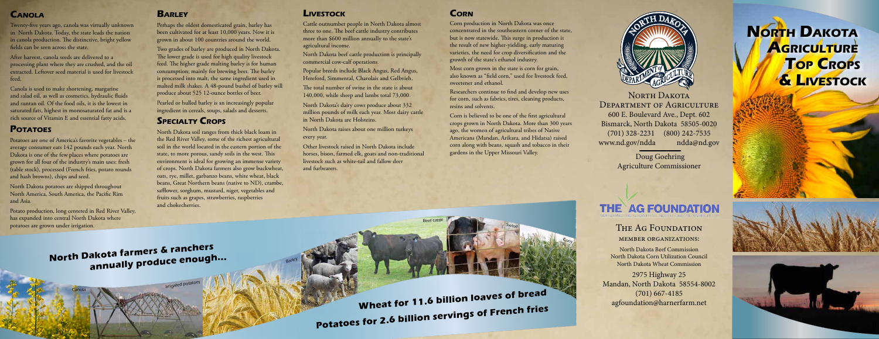## Canola

Twenty-five years ago, canola was virtually unknown in North Dakota. Today, the state leads the nation in canola production. The distinctive, bright yellow fields can be seen across the state.

After harvest, canola seeds are delivered to a processing plant where they are crushed, and the oil extracted. Leftover seed material is used for livestock feed.

Canola is used to make shortening, margarine and salad oil, as well as cosmetics, hydraulic fluids and suntan oil. Of the food oils, it is the lowest in saturated fats, highest in monosaturated fat and is a rich source of Vitamin E and essential fatty acids.

## Potatoes

Potatoes are one of America's favorite vegetables – the average consumer eats 142 pounds each year. North Dakota is one of the few places where potatoes are grown for all four of the industry's main uses: fresh (table stock), processed (French fries, potato rounds and hash browns), chips and seed.

North Dakota potatoes are shipped throughout North America, South America, the Pacific Rim and Asia.

Potato production, long centered in Red River Valley, has expanded into central North Dakota where potatoes are grown under irrigation.

## Barley

Perhaps the oldest domesticated grain, barley has been cultivated for at least 10,000 years. Now it is grown in about 100 countries around the world.

Two grades of barley are produced in North Dakota. The lower grade is used for high quality livestock feed. The higher grade malting barley is for human consumption; mainly for brewing beer. The barley is processed into malt; the same ingredient used in malted milk shakes. A 48-pound bushel of barley will produce about 525 12-ounce bottles of beer.

Pearled or hulled barley is an increasingly popular ingredient in cereals, soups, salads and desserts.

## Specialty Crops

North Dakota soil ranges from thick black loam in the Red River Valley, some of the richest agricultural soil in the world located in the eastern portion of the state, to more porous, sandy soils in the west. This environment is ideal for growing an immense variety of crops. North Dakota farmers also grow buckwheat, oats, rye, millet, garbanzo beans, white wheat, black beans, Great Northern beans (native to ND), crambe, safflower, sorghum, mustard, niger, vegetables and fruits such as grapes, strawberries, raspberries and chokecherries.

## Livestock

Cattle outnumber people in North Dakota almost three to one. The beef cattle industry contributes more than $600 million annually to the state's agricultural income.

North Dakota beef cattle production is principally commercial cow-calf operations.

Popular breeds include Black Angus, Red Angus, Hereford, Simmental, Charolais and Gelbvieh.

The total number of swine in the state is about 140,000, while sheep and lambs total 73,000.

North Dakota's dairy cows produce about 332 million pounds of milk each year. Most dairy cattle in North Dakota are Holsteins.

North Dakota raises about one million turkeys every year.

Other livestock raised in North Dakota include horses, bison, farmed elk, goats and non-traditional livestock such as white-tail and fallow deer and furbearers.

## Corn

Corn production in North Dakota was once concentrated in the southeastern corner of the state, but is now statewide. This surge in production is the result of new higher-yielding, early maturing varieties, the need for crop diversification and the growth of the state's ethanol industry.

Most corn grown in the state is corn for grain, also known as "field corn," used for livestock feed, sweetener and ethanol.

Researchers continue to find and develop new uses for corn, such as fabrics, tires, cleaning products, resins and solvents.

Corn is believed to be one of the first agricultural crops grown in North Dakota. More than 300 years ago, the women of agricultural tribes of Native Americans (Mandan, Arikara, and Hidatsa) raised corn along with beans, squash and tobacco in their gardens in the Upper Missouri Valley.

**North Dakota farmers & ranchers annually produce enough...**

Canola

Irrigated potatoes

Barley

Sheep

Beef cattle

Swine

Corn

**Wheat for 11.6 billion loaves of bread**

**Potatoes for 2.6 billion servings of French fries**

North Dakota Department of Agriculture
600 E. Boulevard Ave., Dept. 602
Bismarck, North Dakota 58505-0020
(701) 328-2231 (800) 242-7535
www.nd.gov/ndda ndda@nd.gov

Doug Goehring
Agriculture Commissioner

THE AG FOUNDATION

The Ag Foundation
member organizations:

North Dakota Beef Commission
North Dakota Corn Utilization Council
North Dakota Wheat Commission

2975 Highway 25
Mandan, North Dakota 58554-8002
(701) 667-4185
agfoundation@harnerfarm.net

# North Dakota Agriculture Top Crops & Livestock